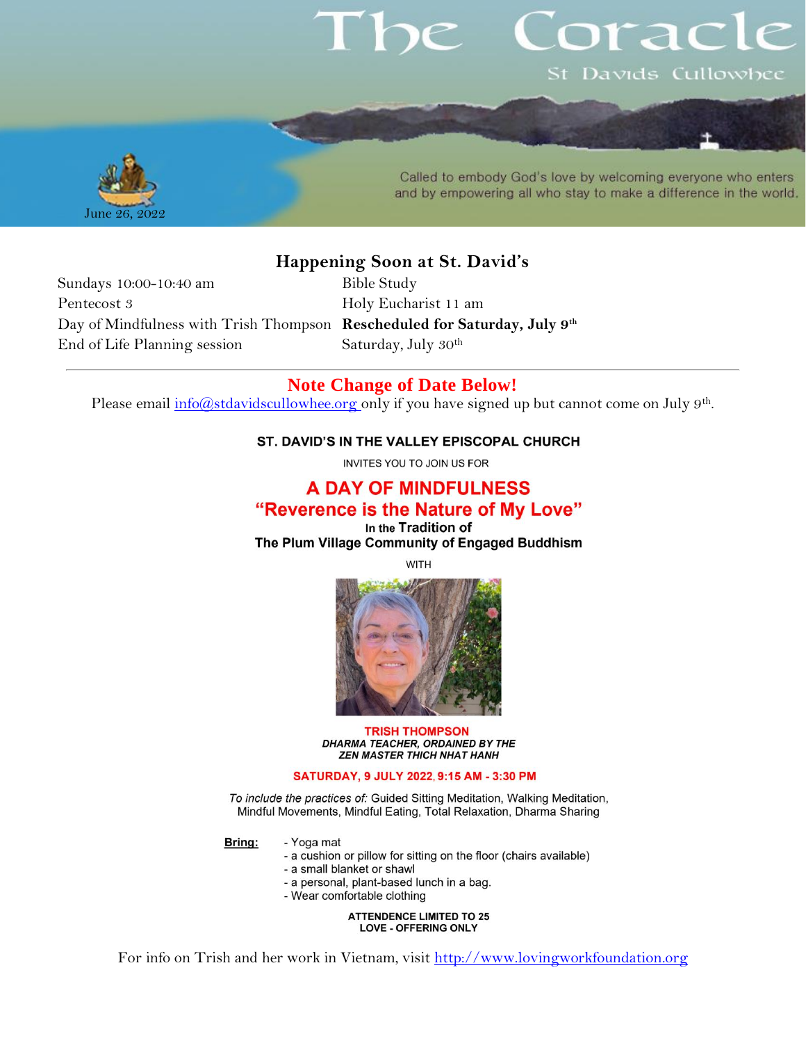# The Coracle

St Davids Cullowhee

June 26, 2022

Called to embody God's love by welcoming everyone who enters and by empowering all who stay to make a difference in the world.

## Happening Soon at St. David's

| | |
|---|---|
| Sundays 10:00-10:40 am | Bible Study |
| Pentecost 3 | Holy Eucharist 11 am |
| Day of Mindfulness with Trish Thompson | **Rescheduled for Saturday, July 9th** |
| End of Life Planning session | Saturday, July 30th |

---

## Note Change of Date Below!

Please email info@stdavidscullowhee.org only if you have signed up but cannot come on July 9th.

**ST. DAVID'S IN THE VALLEY EPISCOPAL CHURCH**

INVITES YOU TO JOIN US FOR

## A DAY OF MINDFULNESS
## "Reverence is the Nature of My Love"

**In the Tradition of**
**The Plum Village Community of Engaged Buddhism**

WITH

**TRISH THOMPSON**
***DHARMA TEACHER, ORDAINED BY THE ZEN MASTER THICH NHAT HANH***

**SATURDAY, 9 JULY 2022, 9:15 AM - 3:30 PM**

*To include the practices of:* Guided Sitting Meditation, Walking Meditation, Mindful Movements, Mindful Eating, Total Relaxation, Dharma Sharing

**Bring:**
- Yoga mat
- a cushion or pillow for sitting on the floor (chairs available)
- a small blanket or shawl
- a personal, plant-based lunch in a bag.
- Wear comfortable clothing

**ATTENDENCE LIMITED TO 25**
**LOVE - OFFERING ONLY**

For info on Trish and her work in Vietnam, visit http://www.lovingworkfoundation.org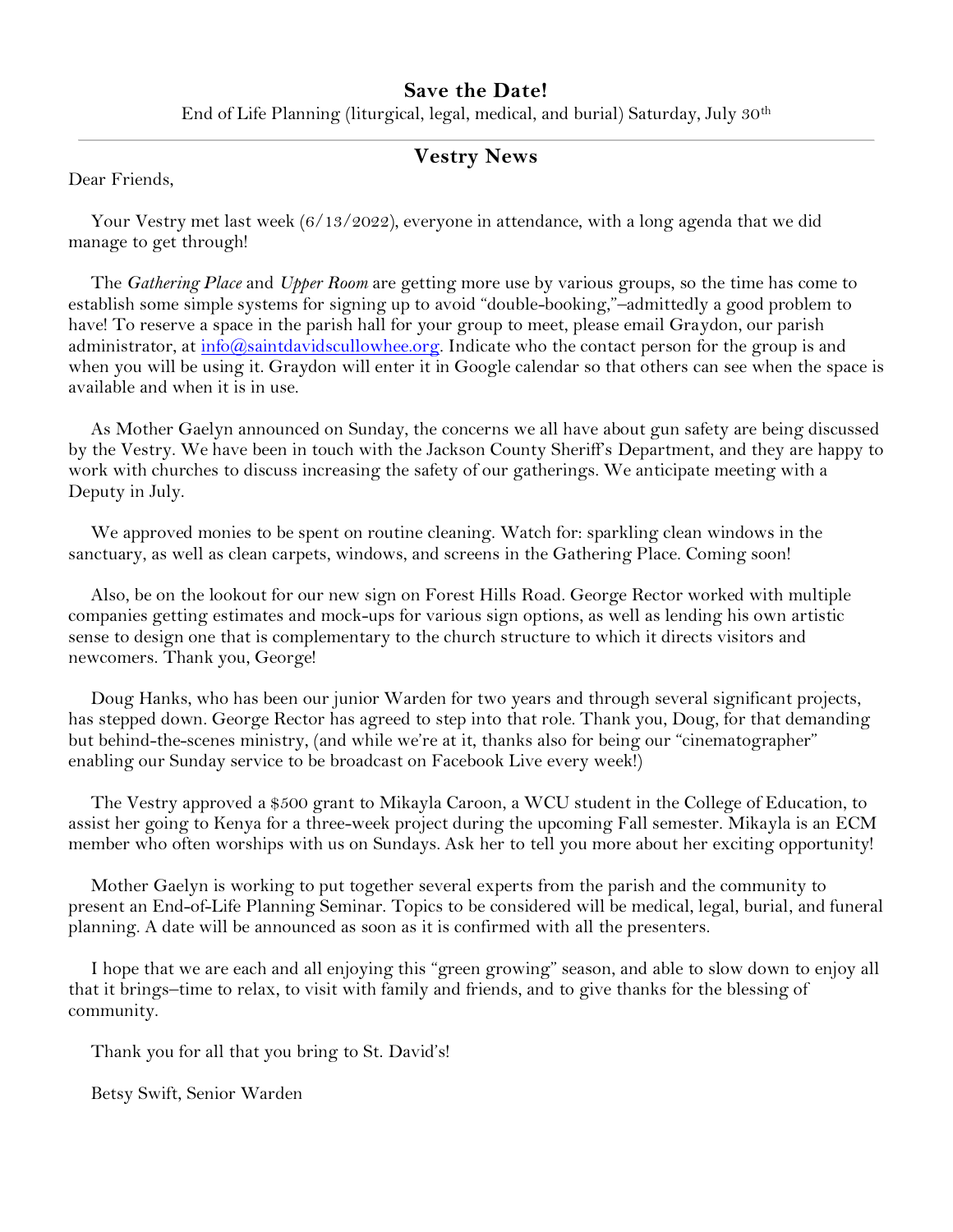## Save the Date!

End of Life Planning (liturgical, legal, medical, and burial) Saturday, July 30th

---

## Vestry News

Dear Friends,

Your Vestry met last week (6/13/2022), everyone in attendance, with a long agenda that we did manage to get through!

The *Gathering Place* and *Upper Room* are getting more use by various groups, so the time has come to establish some simple systems for signing up to avoid "double-booking,"–admittedly a good problem to have! To reserve a space in the parish hall for your group to meet, please email Graydon, our parish administrator, at info@saintdavidscullowhee.org. Indicate who the contact person for the group is and when you will be using it. Graydon will enter it in Google calendar so that others can see when the space is available and when it is in use.

As Mother Gaelyn announced on Sunday, the concerns we all have about gun safety are being discussed by the Vestry. We have been in touch with the Jackson County Sheriff's Department, and they are happy to work with churches to discuss increasing the safety of our gatherings. We anticipate meeting with a Deputy in July.

We approved monies to be spent on routine cleaning. Watch for: sparkling clean windows in the sanctuary, as well as clean carpets, windows, and screens in the Gathering Place. Coming soon!

Also, be on the lookout for our new sign on Forest Hills Road. George Rector worked with multiple companies getting estimates and mock-ups for various sign options, as well as lending his own artistic sense to design one that is complementary to the church structure to which it directs visitors and newcomers. Thank you, George!

Doug Hanks, who has been our junior Warden for two years and through several significant projects, has stepped down. George Rector has agreed to step into that role. Thank you, Doug, for that demanding but behind-the-scenes ministry, (and while we're at it, thanks also for being our "cinematographer" enabling our Sunday service to be broadcast on Facebook Live every week!)

The Vestry approved a $500 grant to Mikayla Caroon, a WCU student in the College of Education, to assist her going to Kenya for a three-week project during the upcoming Fall semester. Mikayla is an ECM member who often worships with us on Sundays. Ask her to tell you more about her exciting opportunity!

Mother Gaelyn is working to put together several experts from the parish and the community to present an End-of-Life Planning Seminar. Topics to be considered will be medical, legal, burial, and funeral planning. A date will be announced as soon as it is confirmed with all the presenters.

I hope that we are each and all enjoying this "green growing" season, and able to slow down to enjoy all that it brings–time to relax, to visit with family and friends, and to give thanks for the blessing of community.

Thank you for all that you bring to St. David's!

Betsy Swift, Senior Warden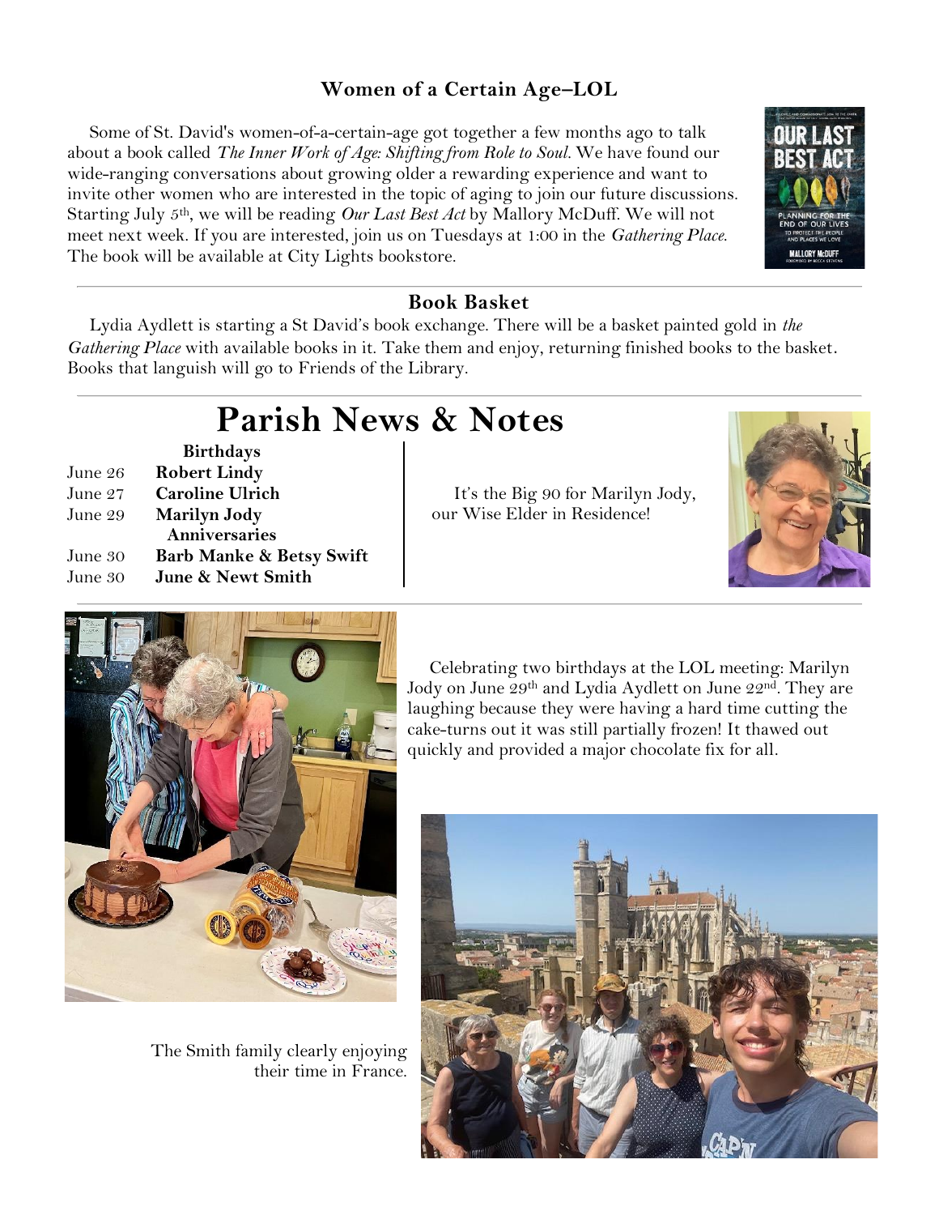### Women of a Certain Age–LOL

Some of St. David's women-of-a-certain-age got together a few months ago to talk about a book called *The Inner Work of Age: Shifting from Role to Soul.* We have found our wide-ranging conversations about growing older a rewarding experience and want to invite other women who are interested in the topic of aging to join our future discussions. Starting July 5th, we will be reading *Our Last Best Act* by Mallory McDuff. We will not meet next week. If you are interested, join us on Tuesdays at 1:00 in the *Gathering Place.* The book will be available at City Lights bookstore.

### Book Basket

Lydia Aydlett is starting a St David's book exchange. There will be a basket painted gold in *the Gathering Place* with available books in it. Take them and enjoy, returning finished books to the basket. Books that languish will go to Friends of the Library.

# Parish News & Notes

**Birthdays**

| | |
|---|---|
| June 26 | **Robert Lindy** |
| June 27 | **Caroline Ulrich** |
| June 29 | **Marilyn Jody** |

**Anniversaries**

| | |
|---|---|
| June 30 | **Barb Manke & Betsy Swift** |
| June 30 | **June & Newt Smith** |

It's the Big 90 for Marilyn Jody, our Wise Elder in Residence!

Celebrating two birthdays at the LOL meeting: Marilyn Jody on June 29th and Lydia Aydlett on June 22nd. They are laughing because they were having a hard time cutting the cake-turns out it was still partially frozen! It thawed out quickly and provided a major chocolate fix for all.

The Smith family clearly enjoying their time in France.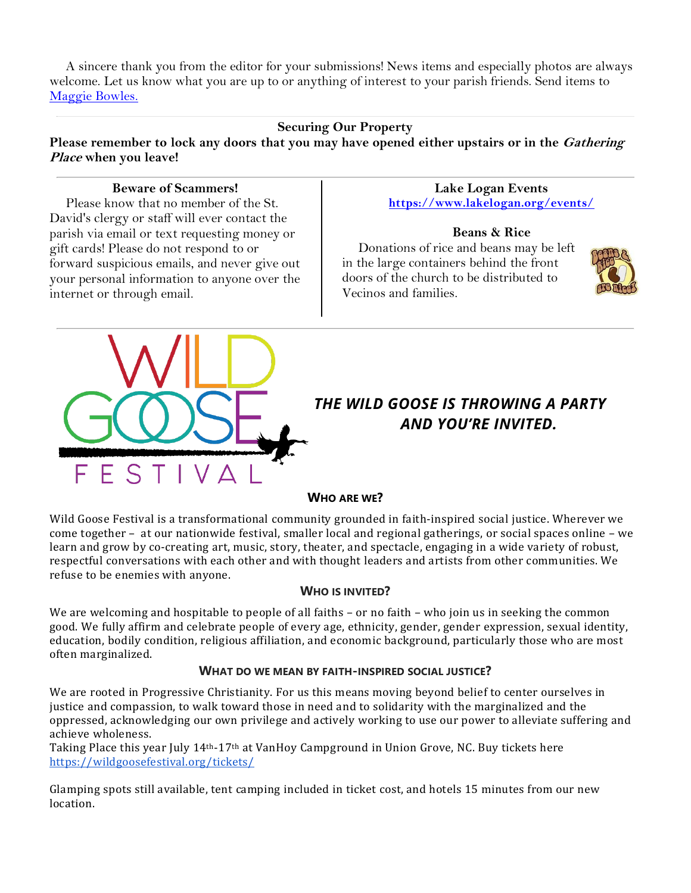A sincere thank you from the editor for your submissions! News items and especially photos are always welcome. Let us know what you are up to or anything of interest to your parish friends. Send items to [Maggie Bowles.]

**Securing Our Property**

**Please remember to lock any doors that you may have opened either upstairs or in the *Gathering Place* when you leave!**

**Beware of Scammers!**

Please know that no member of the St. David's clergy or staff will ever contact the parish via email or text requesting money or gift cards! Please do not respond to or forward suspicious emails, and never give out your personal information to anyone over the internet or through email.

**Lake Logan Events**

**https://www.lakelogan.org/events/**

**Beans & Rice**

Donations of rice and beans may be left in the large containers behind the front doors of the church to be distributed to Vecinos and families.

WILD GOOSE FESTIVAL

***THE WILD GOOSE IS THROWING A PARTY AND YOU'RE INVITED.***

**WHO ARE WE?**

Wild Goose Festival is a transformational community grounded in faith-inspired social justice. Wherever we come together – at our nationwide festival, smaller local and regional gatherings, or social spaces online – we learn and grow by co-creating art, music, story, theater, and spectacle, engaging in a wide variety of robust, respectful conversations with each other and with thought leaders and artists from other communities. We refuse to be enemies with anyone.

**WHO IS INVITED?**

We are welcoming and hospitable to people of all faiths – or no faith – who join us in seeking the common good. We fully affirm and celebrate people of every age, ethnicity, gender, gender expression, sexual identity, education, bodily condition, religious affiliation, and economic background, particularly those who are most often marginalized.

**WHAT DO WE MEAN BY FAITH-INSPIRED SOCIAL JUSTICE?**

We are rooted in Progressive Christianity. For us this means moving beyond belief to center ourselves in justice and compassion, to walk toward those in need and to solidarity with the marginalized and the oppressed, acknowledging our own privilege and actively working to use our power to alleviate suffering and achieve wholeness.

Taking Place this year July 14th-17th at VanHoy Campground in Union Grove, NC. Buy tickets here https://wildgoosefestival.org/tickets/

Glamping spots still available, tent camping included in ticket cost, and hotels 15 minutes from our new location.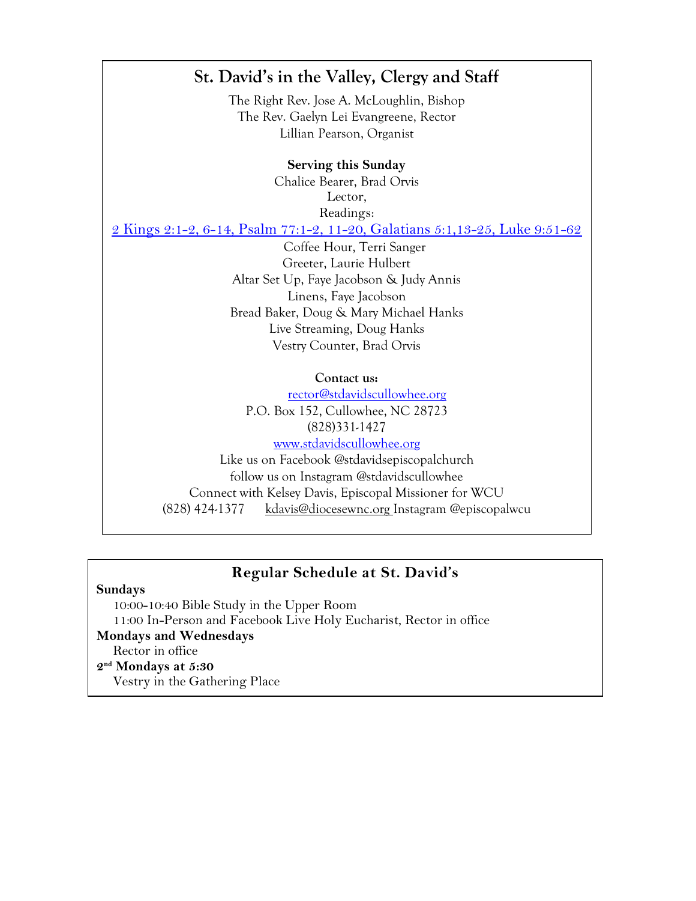## St. David's in the Valley, Clergy and Staff

The Right Rev. Jose A. McLoughlin, Bishop
The Rev. Gaelyn Lei Evangreene, Rector
Lillian Pearson, Organist

**Serving this Sunday**

Chalice Bearer, Brad Orvis
Lector,
Readings:
2 Kings 2:1-2, 6-14, Psalm 77:1-2, 11-20, Galatians 5:1,13-25, Luke 9:51-62
Coffee Hour, Terri Sanger
Greeter, Laurie Hulbert
Altar Set Up, Faye Jacobson & Judy Annis
Linens, Faye Jacobson
Bread Baker, Doug & Mary Michael Hanks
Live Streaming, Doug Hanks
Vestry Counter, Brad Orvis

**Contact us:**

rector@stdavidscullowhee.org
P.O. Box 152, Cullowhee, NC 28723
(828)331-1427
www.stdavidscullowhee.org
Like us on Facebook @stdavidsepiscopalchurch
follow us on Instagram @stdavidscullowhee
Connect with Kelsey Davis, Episcopal Missioner for WCU
(828) 424-1377 kdavis@diocesewnc.org Instagram @episcopalwcu

## Regular Schedule at St. David's

**Sundays**
10:00-10:40 Bible Study in the Upper Room
11:00 In-Person and Facebook Live Holy Eucharist, Rector in office

**Mondays and Wednesdays**
Rector in office

**2nd Mondays at 5:30**
Vestry in the Gathering Place